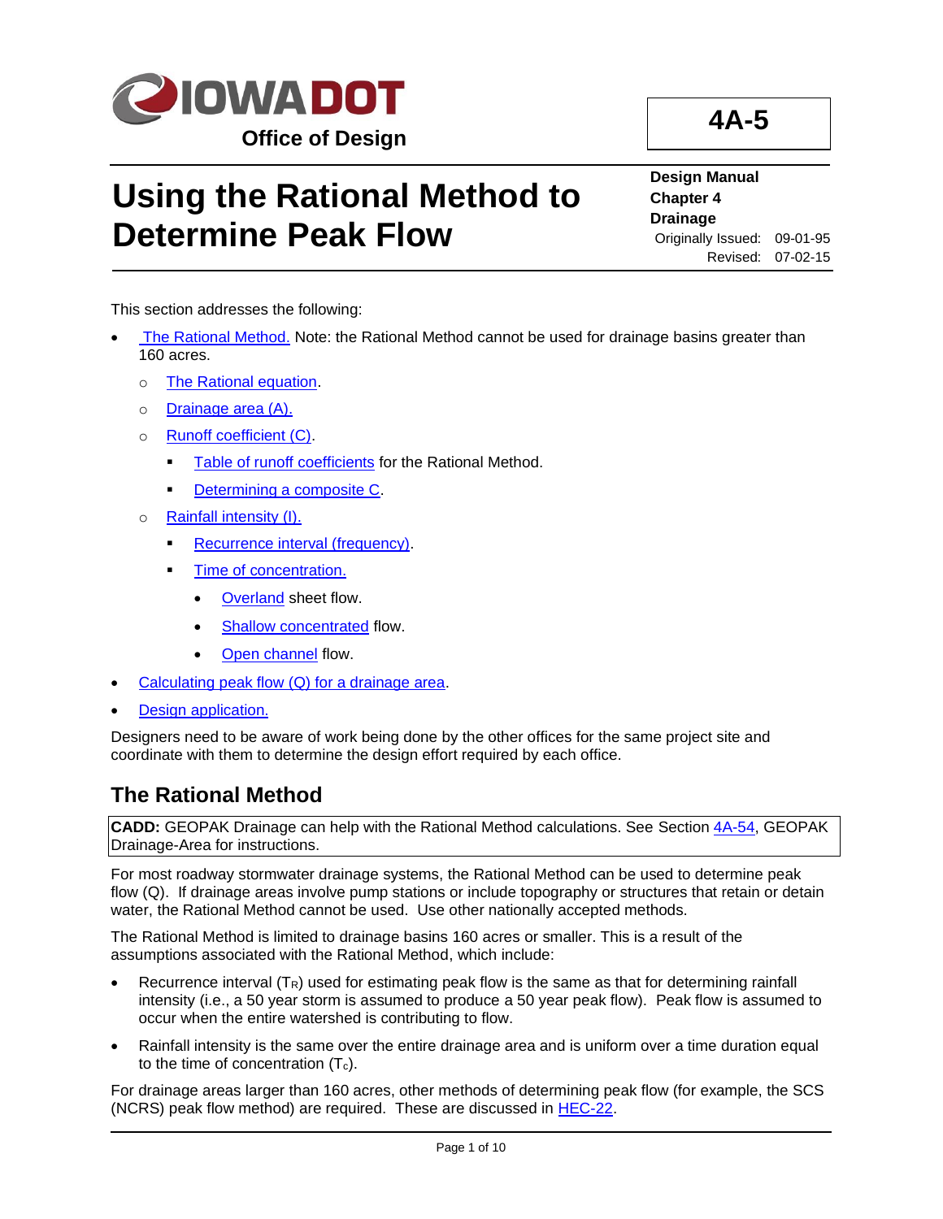**IOWA DOT**

**Office of Design**

**4A-5**

# Using the Rational Method to Determine Peak Flow

**Design Manual**
**Chapter 4**
**Drainage**
Originally Issued: 09-01-95
Revised: 07-02-15

This section addresses the following:

- The Rational Method. Note: the Rational Method cannot be used for drainage basins greater than 160 acres.
  - The Rational equation.
  - Drainage area (A).
  - Runoff coefficient (C).
    - Table of runoff coefficients for the Rational Method.
    - Determining a composite C.
  - Rainfall intensity (I).
    - Recurrence interval (frequency).
    - Time of concentration.
      - Overland sheet flow.
      - Shallow concentrated flow.
      - Open channel flow.
- Calculating peak flow (Q) for a drainage area.
- Design application.

Designers need to be aware of work being done by the other offices for the same project site and coordinate with them to determine the design effort required by each office.

## The Rational Method

**CADD:** GEOPAK Drainage can help with the Rational Method calculations. See Section 4A-54, GEOPAK Drainage-Area for instructions.

For most roadway stormwater drainage systems, the Rational Method can be used to determine peak flow (Q). If drainage areas involve pump stations or include topography or structures that retain or detain water, the Rational Method cannot be used. Use other nationally accepted methods.

The Rational Method is limited to drainage basins 160 acres or smaller. This is a result of the assumptions associated with the Rational Method, which include:

- Recurrence interval ($T_R$) used for estimating peak flow is the same as that for determining rainfall intensity (i.e., a 50 year storm is assumed to produce a 50 year peak flow). Peak flow is assumed to occur when the entire watershed is contributing to flow.
- Rainfall intensity is the same over the entire drainage area and is uniform over a time duration equal to the time of concentration ($T_c$).

For drainage areas larger than 160 acres, other methods of determining peak flow (for example, the SCS (NCRS) peak flow method) are required. These are discussed in HEC-22.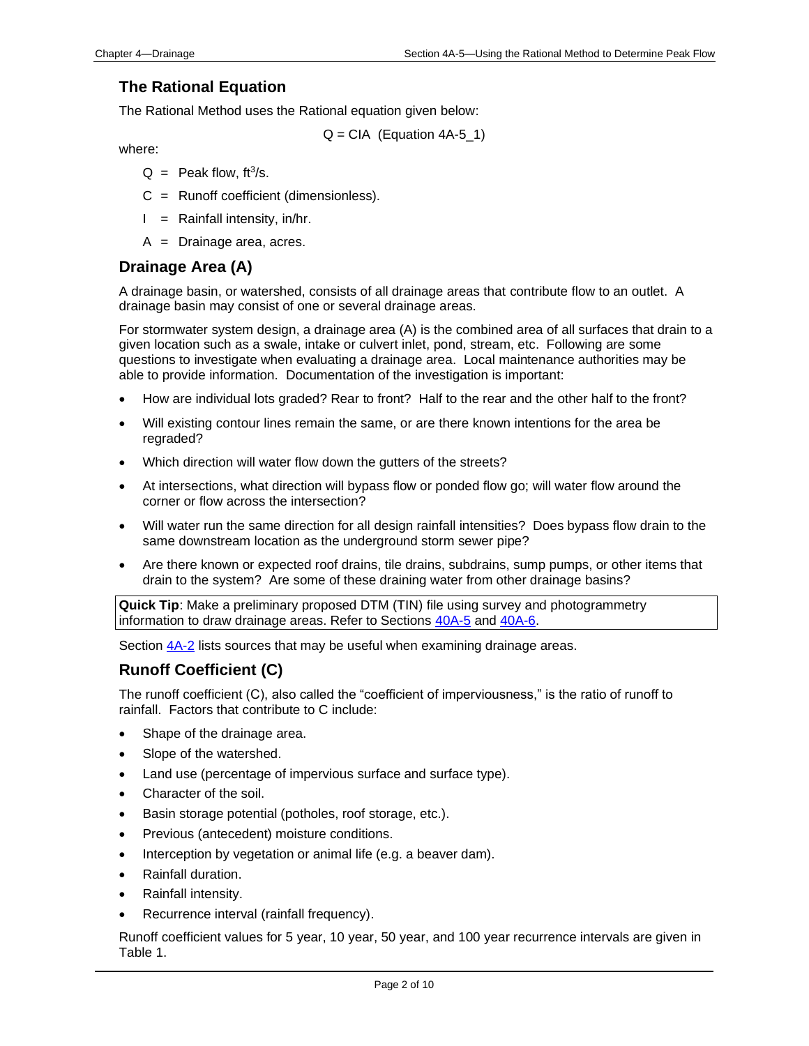## The Rational Equation

The Rational Method uses the Rational equation given below:

$$Q = CIA \quad \text{(Equation 4A-5\_1)}$$

where:

- $Q$ = Peak flow, $ft^3/s$.
- $C$ = Runoff coefficient (dimensionless).
- $I$ = Rainfall intensity, in/hr.
- $A$ = Drainage area, acres.

## Drainage Area (A)

A drainage basin, or watershed, consists of all drainage areas that contribute flow to an outlet. A drainage basin may consist of one or several drainage areas.

For stormwater system design, a drainage area (A) is the combined area of all surfaces that drain to a given location such as a swale, intake or culvert inlet, pond, stream, etc. Following are some questions to investigate when evaluating a drainage area. Local maintenance authorities may be able to provide information. Documentation of the investigation is important:

- How are individual lots graded? Rear to front? Half to the rear and the other half to the front?
- Will existing contour lines remain the same, or are there known intentions for the area be regraded?
- Which direction will water flow down the gutters of the streets?
- At intersections, what direction will bypass flow or ponded flow go; will water flow around the corner or flow across the intersection?
- Will water run the same direction for all design rainfall intensities? Does bypass flow drain to the same downstream location as the underground storm sewer pipe?
- Are there known or expected roof drains, tile drains, subdrains, sump pumps, or other items that drain to the system? Are some of these draining water from other drainage basins?

**Quick Tip**: Make a preliminary proposed DTM (TIN) file using survey and photogrammetry information to draw drainage areas. Refer to Sections 40A-5 and 40A-6.

Section 4A-2 lists sources that may be useful when examining drainage areas.

## Runoff Coefficient (C)

The runoff coefficient (C), also called the "coefficient of imperviousness," is the ratio of runoff to rainfall. Factors that contribute to C include:

- Shape of the drainage area.
- Slope of the watershed.
- Land use (percentage of impervious surface and surface type).
- Character of the soil.
- Basin storage potential (potholes, roof storage, etc.).
- Previous (antecedent) moisture conditions.
- Interception by vegetation or animal life (e.g. a beaver dam).
- Rainfall duration.
- Rainfall intensity.
- Recurrence interval (rainfall frequency).

Runoff coefficient values for 5 year, 10 year, 50 year, and 100 year recurrence intervals are given in Table 1.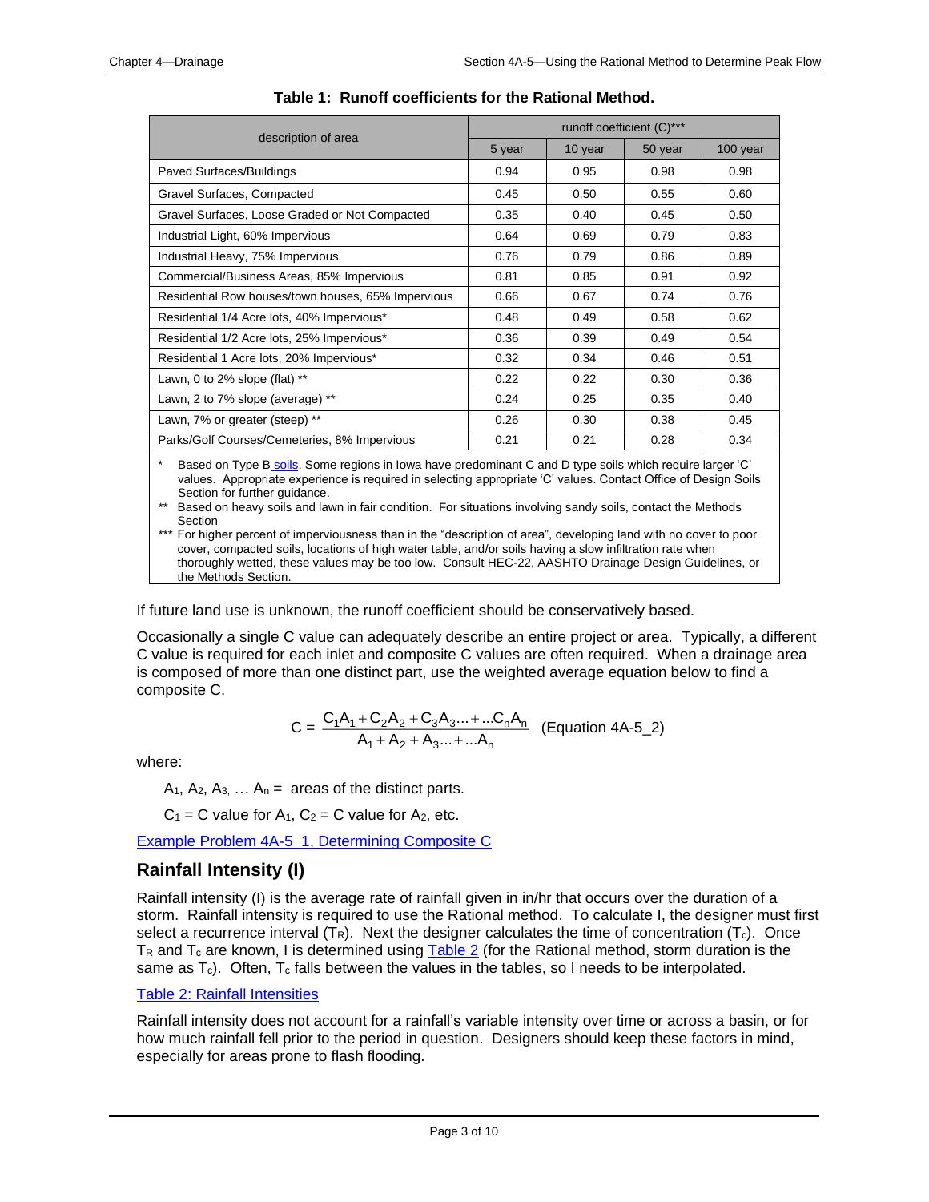**Table 1: Runoff coefficients for the Rational Method.**

| description of area | runoff coefficient (C)*** | | | |
|---|---|---|---|---|
| | 5 year | 10 year | 50 year | 100 year |
| Paved Surfaces/Buildings | 0.94 | 0.95 | 0.98 | 0.98 |
| Gravel Surfaces, Compacted | 0.45 | 0.50 | 0.55 | 0.60 |
| Gravel Surfaces, Loose Graded or Not Compacted | 0.35 | 0.40 | 0.45 | 0.50 |
| Industrial Light, 60% Impervious | 0.64 | 0.69 | 0.79 | 0.83 |
| Industrial Heavy, 75% Impervious | 0.76 | 0.79 | 0.86 | 0.89 |
| Commercial/Business Areas, 85% Impervious | 0.81 | 0.85 | 0.91 | 0.92 |
| Residential Row houses/town houses, 65% Impervious | 0.66 | 0.67 | 0.74 | 0.76 |
| Residential 1/4 Acre lots, 40% Impervious* | 0.48 | 0.49 | 0.58 | 0.62 |
| Residential 1/2 Acre lots, 25% Impervious* | 0.36 | 0.39 | 0.49 | 0.54 |
| Residential 1 Acre lots, 20% Impervious* | 0.32 | 0.34 | 0.46 | 0.51 |
| Lawn, 0 to 2% slope (flat) ** | 0.22 | 0.22 | 0.30 | 0.36 |
| Lawn, 2 to 7% slope (average) ** | 0.24 | 0.25 | 0.35 | 0.40 |
| Lawn, 7% or greater (steep) ** | 0.26 | 0.30 | 0.38 | 0.45 |
| Parks/Golf Courses/Cemeteries, 8% Impervious | 0.21 | 0.21 | 0.28 | 0.34 |

\* Based on Type B soils. Some regions in Iowa have predominant C and D type soils which require larger 'C' values. Appropriate experience is required in selecting appropriate 'C' values. Contact Office of Design Soils Section for further guidance.

\*\* Based on heavy soils and lawn in fair condition. For situations involving sandy soils, contact the Methods Section

\*\*\* For higher percent of imperviousness than in the "description of area", developing land with no cover to poor cover, compacted soils, locations of high water table, and/or soils having a slow infiltration rate when thoroughly wetted, these values may be too low. Consult HEC-22, AASHTO Drainage Design Guidelines, or the Methods Section.

If future land use is unknown, the runoff coefficient should be conservatively based.

Occasionally a single C value can adequately describe an entire project or area. Typically, a different C value is required for each inlet and composite C values are often required. When a drainage area is composed of more than one distinct part, use the weighted average equation below to find a composite C.

$$C = \frac{C_1A_1 + C_2A_2 + C_3A_3 ... + ...C_nA_n}{A_1 + A_2 + A_3 ... + ...A_n} \quad \text{(Equation 4A-5\_2)}$$

where:

$A_1$, $A_2$, $A_3$, … $A_n$ = areas of the distinct parts.

$C_1$ = C value for $A_1$, $C_2$ = C value for $A_2$, etc.

Example Problem 4A-5_1, Determining Composite C

## Rainfall Intensity (I)

Rainfall intensity (I) is the average rate of rainfall given in in/hr that occurs over the duration of a storm. Rainfall intensity is required to use the Rational method. To calculate I, the designer must first select a recurrence interval ($T_R$). Next the designer calculates the time of concentration ($T_c$). Once $T_R$ and $T_c$ are known, I is determined using Table 2 (for the Rational method, storm duration is the same as $T_c$). Often, $T_c$ falls between the values in the tables, so I needs to be interpolated.

Table 2: Rainfall Intensities

Rainfall intensity does not account for a rainfall's variable intensity over time or across a basin, or for how much rainfall fell prior to the period in question. Designers should keep these factors in mind, especially for areas prone to flash flooding.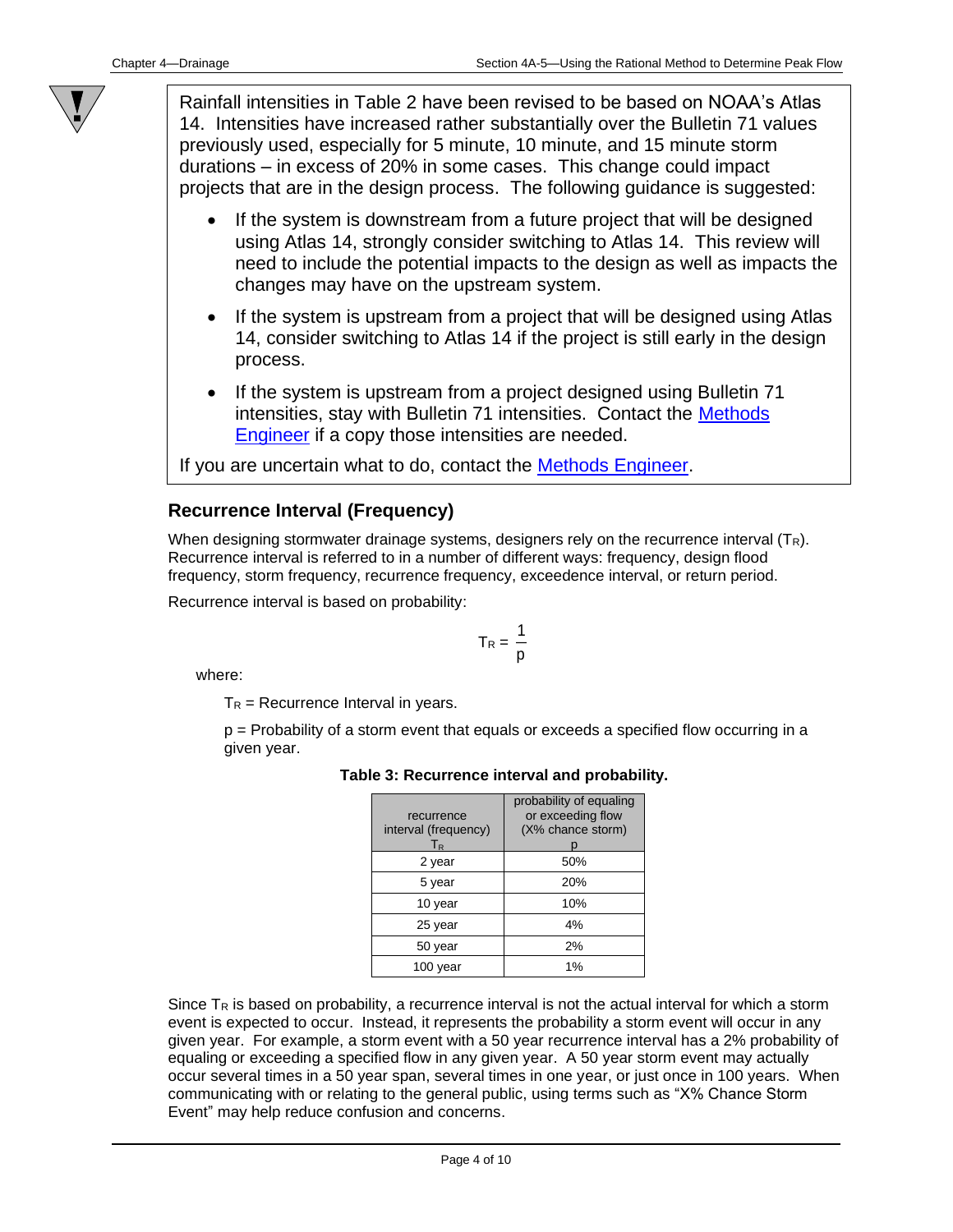Rainfall intensities in Table 2 have been revised to be based on NOAA's Atlas 14. Intensities have increased rather substantially over the Bulletin 71 values previously used, especially for 5 minute, 10 minute, and 15 minute storm durations – in excess of 20% in some cases. This change could impact projects that are in the design process. The following guidance is suggested:

- If the system is downstream from a future project that will be designed using Atlas 14, strongly consider switching to Atlas 14. This review will need to include the potential impacts to the design as well as impacts the changes may have on the upstream system.
- If the system is upstream from a project that will be designed using Atlas 14, consider switching to Atlas 14 if the project is still early in the design process.
- If the system is upstream from a project designed using Bulletin 71 intensities, stay with Bulletin 71 intensities. Contact the Methods Engineer if a copy those intensities are needed.

If you are uncertain what to do, contact the Methods Engineer.

## Recurrence Interval (Frequency)

When designing stormwater drainage systems, designers rely on the recurrence interval ($T_R$). Recurrence interval is referred to in a number of different ways: frequency, design flood frequency, storm frequency, recurrence frequency, exceedence interval, or return period.

Recurrence interval is based on probability:

$$T_R = \frac{1}{p}$$

where:

$T_R$ = Recurrence Interval in years.

p = Probability of a storm event that equals or exceeds a specified flow occurring in a given year.

**Table 3: Recurrence interval and probability.**

| recurrence interval (frequency) $T_R$ | probability of equaling or exceeding flow (X% chance storm) p |
|---|---|
| 2 year | 50% |
| 5 year | 20% |
| 10 year | 10% |
| 25 year | 4% |
| 50 year | 2% |
| 100 year | 1% |

Since $T_R$ is based on probability, a recurrence interval is not the actual interval for which a storm event is expected to occur. Instead, it represents the probability a storm event will occur in any given year. For example, a storm event with a 50 year recurrence interval has a 2% probability of equaling or exceeding a specified flow in any given year. A 50 year storm event may actually occur several times in a 50 year span, several times in one year, or just once in 100 years. When communicating with or relating to the general public, using terms such as "X% Chance Storm Event" may help reduce confusion and concerns.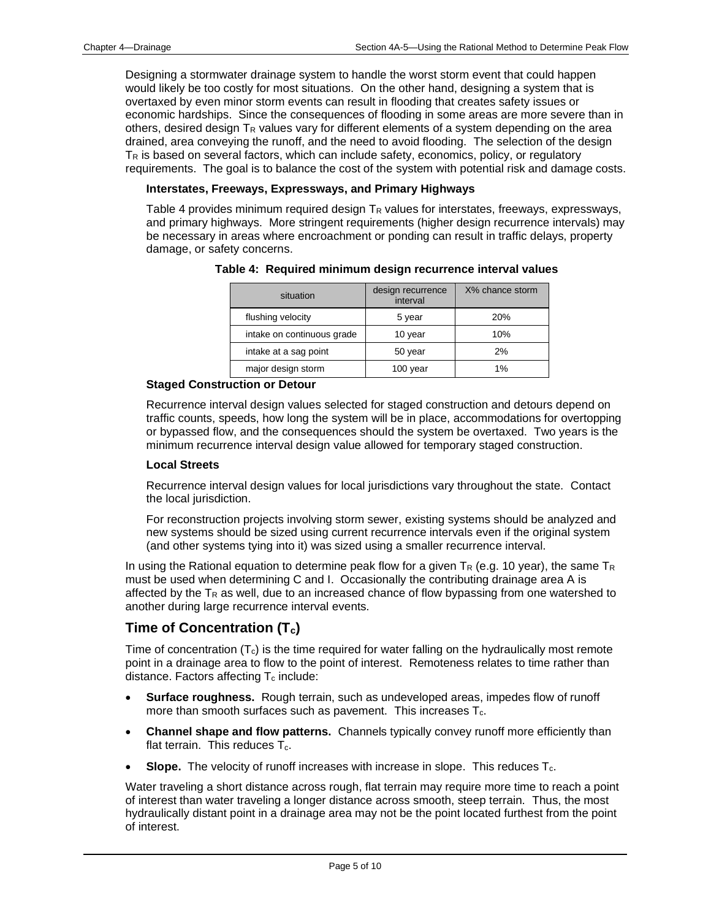Designing a stormwater drainage system to handle the worst storm event that could happen would likely be too costly for most situations. On the other hand, designing a system that is overtaxed by even minor storm events can result in flooding that creates safety issues or economic hardships. Since the consequences of flooding in some areas are more severe than in others, desired design $T_R$ values vary for different elements of a system depending on the area drained, area conveying the runoff, and the need to avoid flooding. The selection of the design $T_R$ is based on several factors, which can include safety, economics, policy, or regulatory requirements. The goal is to balance the cost of the system with potential risk and damage costs.

**Interstates, Freeways, Expressways, and Primary Highways**

Table 4 provides minimum required design $T_R$ values for interstates, freeways, expressways, and primary highways. More stringent requirements (higher design recurrence intervals) may be necessary in areas where encroachment or ponding can result in traffic delays, property damage, or safety concerns.

**Table 4: Required minimum design recurrence interval values**

| situation | design recurrence interval | X% chance storm |
|---|---|---|
| flushing velocity | 5 year | 20% |
| intake on continuous grade | 10 year | 10% |
| intake at a sag point | 50 year | 2% |
| major design storm | 100 year | 1% |

**Staged Construction or Detour**

Recurrence interval design values selected for staged construction and detours depend on traffic counts, speeds, how long the system will be in place, accommodations for overtopping or bypassed flow, and the consequences should the system be overtaxed. Two years is the minimum recurrence interval design value allowed for temporary staged construction.

**Local Streets**

Recurrence interval design values for local jurisdictions vary throughout the state. Contact the local jurisdiction.

For reconstruction projects involving storm sewer, existing systems should be analyzed and new systems should be sized using current recurrence intervals even if the original system (and other systems tying into it) was sized using a smaller recurrence interval.

In using the Rational equation to determine peak flow for a given $T_R$ (e.g. 10 year), the same $T_R$ must be used when determining C and I. Occasionally the contributing drainage area A is affected by the $T_R$ as well, due to an increased chance of flow bypassing from one watershed to another during large recurrence interval events.

## Time of Concentration ($T_c$)

Time of concentration ($T_c$) is the time required for water falling on the hydraulically most remote point in a drainage area to flow to the point of interest. Remoteness relates to time rather than distance. Factors affecting $T_c$ include:

- **Surface roughness.** Rough terrain, such as undeveloped areas, impedes flow of runoff more than smooth surfaces such as pavement. This increases $T_c$.
- **Channel shape and flow patterns.** Channels typically convey runoff more efficiently than flat terrain. This reduces $T_c$.
- **Slope.** The velocity of runoff increases with increase in slope. This reduces $T_c$.

Water traveling a short distance across rough, flat terrain may require more time to reach a point of interest than water traveling a longer distance across smooth, steep terrain. Thus, the most hydraulically distant point in a drainage area may not be the point located furthest from the point of interest.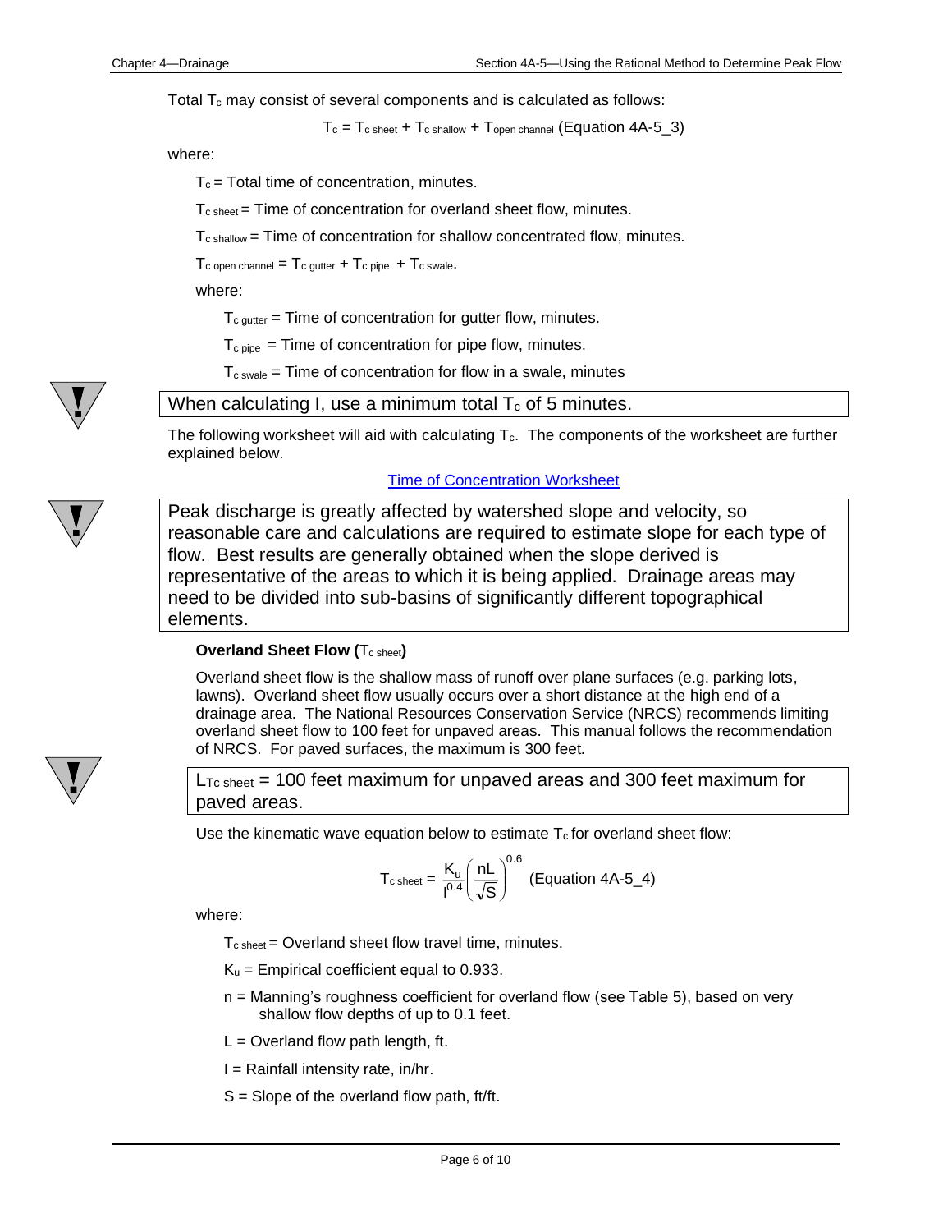Total $T_c$ may consist of several components and is calculated as follows:

$$T_c = T_{c\ sheet} + T_{c\ shallow} + T_{open\ channel} \quad \text{(Equation 4A-5\_3)}$$

where:

- $T_c$ = Total time of concentration, minutes.
- $T_{c\ sheet}$ = Time of concentration for overland sheet flow, minutes.
- $T_{c\ shallow}$ = Time of concentration for shallow concentrated flow, minutes.
- $T_{c\ open\ channel} = T_{c\ gutter} + T_{c\ pipe} + T_{c\ swale}$.

  where:

  - $T_{c\ gutter}$ = Time of concentration for gutter flow, minutes.
  - $T_{c\ pipe}$ = Time of concentration for pipe flow, minutes.
  - $T_{c\ swale}$ = Time of concentration for flow in a swale, minutes

> When calculating I, use a minimum total $T_c$ of 5 minutes.

The following worksheet will aid with calculating $T_c$. The components of the worksheet are further explained below.

Time of Concentration Worksheet

> Peak discharge is greatly affected by watershed slope and velocity, so reasonable care and calculations are required to estimate slope for each type of flow. Best results are generally obtained when the slope derived is representative of the areas to which it is being applied. Drainage areas may need to be divided into sub-basins of significantly different topographical elements.

### Overland Sheet Flow ($T_{c\ sheet}$)

Overland sheet flow is the shallow mass of runoff over plane surfaces (e.g. parking lots, lawns). Overland sheet flow usually occurs over a short distance at the high end of a drainage area. The National Resources Conservation Service (NRCS) recommends limiting overland sheet flow to 100 feet for unpaved areas. This manual follows the recommendation of NRCS. For paved surfaces, the maximum is 300 feet.

> $L_{Tc\ sheet}$ = 100 feet maximum for unpaved areas and 300 feet maximum for paved areas.

Use the kinematic wave equation below to estimate $T_c$ for overland sheet flow:

$$T_{c\ sheet} = \frac{K_u}{I^{0.4}}\left(\frac{nL}{\sqrt{S}}\right)^{0.6} \quad \text{(Equation 4A-5\_4)}$$

where:

- $T_{c\ sheet}$ = Overland sheet flow travel time, minutes.
- $K_u$ = Empirical coefficient equal to 0.933.
- n = Manning's roughness coefficient for overland flow (see Table 5), based on very shallow flow depths of up to 0.1 feet.
- L = Overland flow path length, ft.
- I = Rainfall intensity rate, in/hr.
- S = Slope of the overland flow path, ft/ft.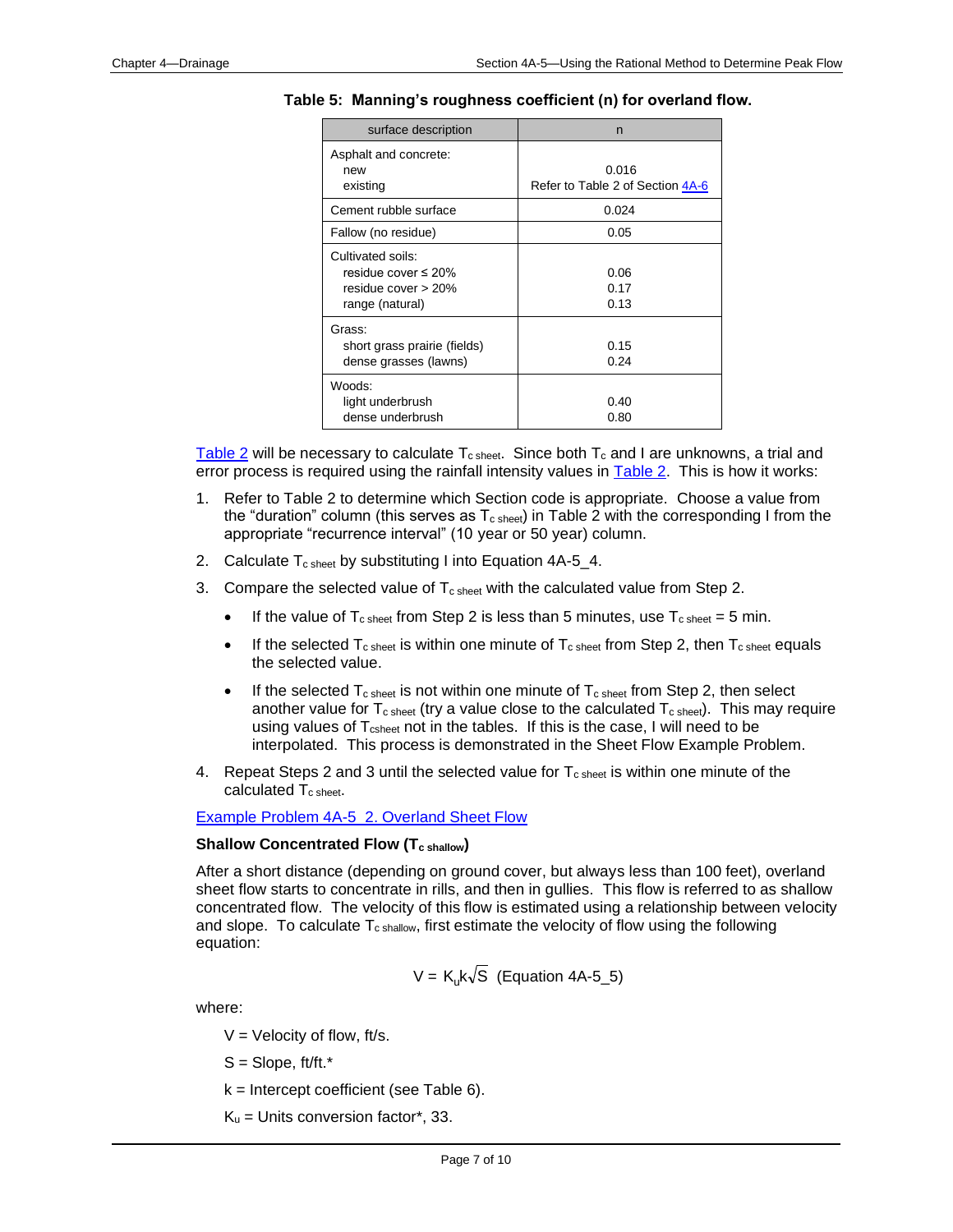**Table 5: Manning's roughness coefficient (n) for overland flow.**

| surface description | n |
|---|---|
| Asphalt and concrete: | |
| new | 0.016 |
| existing | Refer to Table 2 of Section 4A-6 |
| Cement rubble surface | 0.024 |
| Fallow (no residue) | 0.05 |
| Cultivated soils: | |
| residue cover ≤ 20% | 0.06 |
| residue cover > 20% | 0.17 |
| range (natural) | 0.13 |
| Grass: | |
| short grass prairie (fields) | 0.15 |
| dense grasses (lawns) | 0.24 |
| Woods: | |
| light underbrush | 0.40 |
| dense underbrush | 0.80 |

Table 2 will be necessary to calculate $T_{c\ sheet}$. Since both $T_c$ and I are unknowns, a trial and error process is required using the rainfall intensity values in Table 2. This is how it works:

1. Refer to Table 2 to determine which Section code is appropriate. Choose a value from the "duration" column (this serves as $T_{c\ sheet}$) in Table 2 with the corresponding I from the appropriate "recurrence interval" (10 year or 50 year) column.
2. Calculate $T_{c\ sheet}$ by substituting I into Equation 4A-5_4.
3. Compare the selected value of $T_{c\ sheet}$ with the calculated value from Step 2.
   - If the value of $T_{c\ sheet}$ from Step 2 is less than 5 minutes, use $T_{c\ sheet}$ = 5 min.
   - If the selected $T_{c\ sheet}$ is within one minute of $T_{c\ sheet}$ from Step 2, then $T_{c\ sheet}$ equals the selected value.
   - If the selected $T_{c\ sheet}$ is not within one minute of $T_{c\ sheet}$ from Step 2, then select another value for $T_{c\ sheet}$ (try a value close to the calculated $T_{c\ sheet}$). This may require using values of $T_{csheet}$ not in the tables. If this is the case, I will need to be interpolated. This process is demonstrated in the Sheet Flow Example Problem.
4. Repeat Steps 2 and 3 until the selected value for $T_{c\ sheet}$ is within one minute of the calculated $T_{c\ sheet}$.

Example Problem 4A-5_2. Overland Sheet Flow

**Shallow Concentrated Flow ($T_{c\ shallow}$)**

After a short distance (depending on ground cover, but always less than 100 feet), overland sheet flow starts to concentrate in rills, and then in gullies. This flow is referred to as shallow concentrated flow. The velocity of this flow is estimated using a relationship between velocity and slope. To calculate $T_{c\ shallow}$, first estimate the velocity of flow using the following equation:

$$V = K_u k \sqrt{S} \quad \text{(Equation 4A-5\_5)}$$

where:

V = Velocity of flow, ft/s.

S = Slope, ft/ft.*

k = Intercept coefficient (see Table 6).

$K_u$ = Units conversion factor*, 33.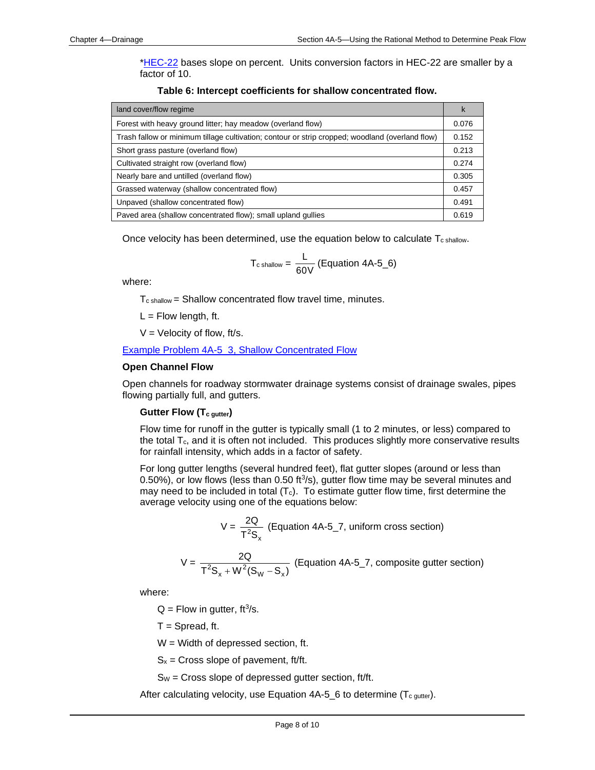*HEC-22 bases slope on percent. Units conversion factors in HEC-22 are smaller by a factor of 10.

**Table 6: Intercept coefficients for shallow concentrated flow.**

| land cover/flow regime | k |
|---|---|
| Forest with heavy ground litter; hay meadow (overland flow) | 0.076 |
| Trash fallow or minimum tillage cultivation; contour or strip cropped; woodland (overland flow) | 0.152 |
| Short grass pasture (overland flow) | 0.213 |
| Cultivated straight row (overland flow) | 0.274 |
| Nearly bare and untilled (overland flow) | 0.305 |
| Grassed waterway (shallow concentrated flow) | 0.457 |
| Unpaved (shallow concentrated flow) | 0.491 |
| Paved area (shallow concentrated flow); small upland gullies | 0.619 |

Once velocity has been determined, use the equation below to calculate $T_{c\ shallow}$.

$$T_{c\ shallow} = \frac{L}{60V} \text{ (Equation 4A-5\_6)}$$

where:

$T_{c\ shallow}$ = Shallow concentrated flow travel time, minutes.

$L$ = Flow length, ft.

$V$ = Velocity of flow, ft/s.

Example Problem 4A-5_3, Shallow Concentrated Flow

### Open Channel Flow

Open channels for roadway stormwater drainage systems consist of drainage swales, pipes flowing partially full, and gutters.

#### Gutter Flow ($T_{c\ gutter}$)

Flow time for runoff in the gutter is typically small (1 to 2 minutes, or less) compared to the total $T_c$, and it is often not included. This produces slightly more conservative results for rainfall intensity, which adds in a factor of safety.

For long gutter lengths (several hundred feet), flat gutter slopes (around or less than 0.50%), or low flows (less than 0.50 ft$^3$/s), gutter flow time may be several minutes and may need to be included in total ($T_c$). To estimate gutter flow time, first determine the average velocity using one of the equations below:

$$V = \frac{2Q}{T^2 S_x} \text{ (Equation 4A-5\_7, uniform cross section)}$$

$$V = \frac{2Q}{T^2 S_x + W^2 (S_W - S_x)} \text{ (Equation 4A-5\_7, composite gutter section)}$$

where:

$Q$ = Flow in gutter, ft$^3$/s.

$T$ = Spread, ft.

$W$ = Width of depressed section, ft.

$S_x$ = Cross slope of pavement, ft/ft.

$S_W$ = Cross slope of depressed gutter section, ft/ft.

After calculating velocity, use Equation 4A-5_6 to determine ($T_{c\ gutter}$).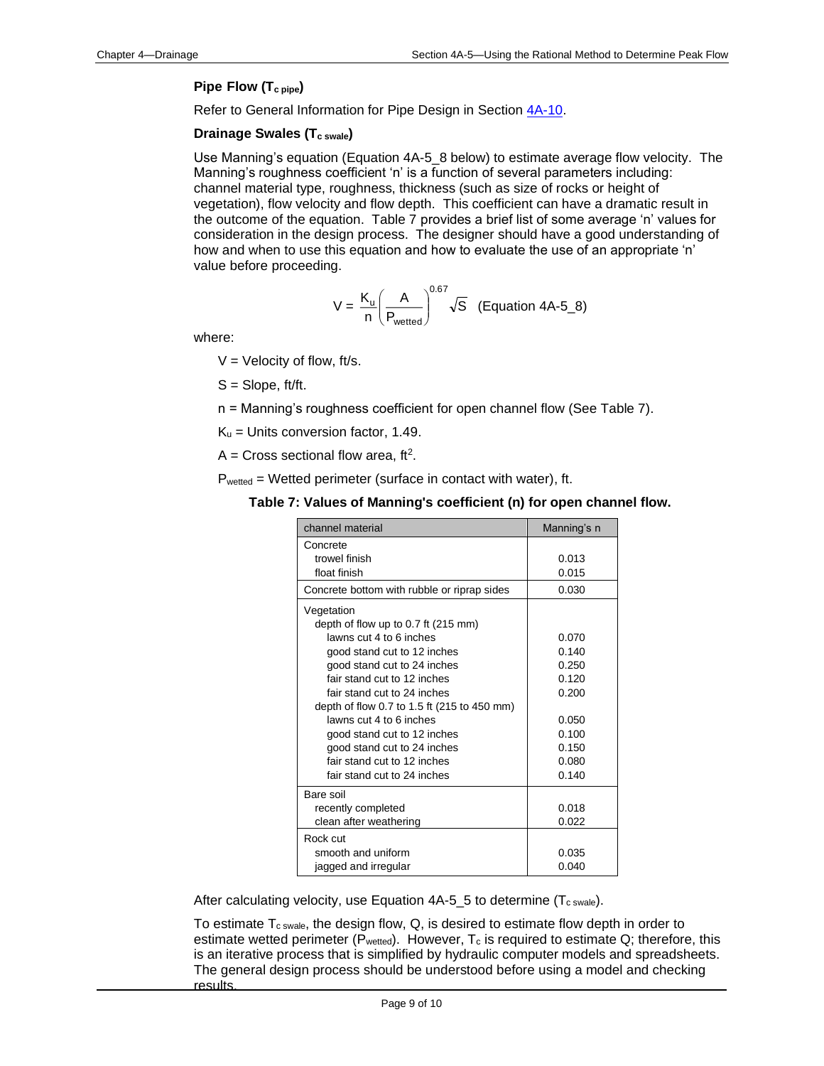### Pipe Flow ($T_{c\ pipe}$)

Refer to General Information for Pipe Design in Section 4A-10.

### Drainage Swales ($T_{c\ swale}$)

Use Manning's equation (Equation 4A-5_8 below) to estimate average flow velocity. The Manning's roughness coefficient 'n' is a function of several parameters including: channel material type, roughness, thickness (such as size of rocks or height of vegetation), flow velocity and flow depth. This coefficient can have a dramatic result in the outcome of the equation. Table 7 provides a brief list of some average 'n' values for consideration in the design process. The designer should have a good understanding of how and when to use this equation and how to evaluate the use of an appropriate 'n' value before proceeding.

$$V = \frac{K_u}{n}\left(\frac{A}{P_{wetted}}\right)^{0.67}\sqrt{S} \quad \text{(Equation 4A-5\_8)}$$

where:

$V$ = Velocity of flow, ft/s.

$S$ = Slope, ft/ft.

$n$ = Manning's roughness coefficient for open channel flow (See Table 7).

$K_u$ = Units conversion factor, 1.49.

$A$ = Cross sectional flow area, $ft^2$.

$P_{wetted}$ = Wetted perimeter (surface in contact with water), ft.

**Table 7: Values of Manning's coefficient (n) for open channel flow.**

| channel material | Manning's n |
|---|---|
| Concrete | |
| trowel finish | 0.013 |
| float finish | 0.015 |
| Concrete bottom with rubble or riprap sides | 0.030 |
| Vegetation | |
| depth of flow up to 0.7 ft (215 mm) | |
| lawns cut 4 to 6 inches | 0.070 |
| good stand cut to 12 inches | 0.140 |
| good stand cut to 24 inches | 0.250 |
| fair stand cut to 12 inches | 0.120 |
| fair stand cut to 24 inches | 0.200 |
| depth of flow 0.7 to 1.5 ft (215 to 450 mm) | |
| lawns cut 4 to 6 inches | 0.050 |
| good stand cut to 12 inches | 0.100 |
| good stand cut to 24 inches | 0.150 |
| fair stand cut to 12 inches | 0.080 |
| fair stand cut to 24 inches | 0.140 |
| Bare soil | |
| recently completed | 0.018 |
| clean after weathering | 0.022 |
| Rock cut | |
| smooth and uniform | 0.035 |
| jagged and irregular | 0.040 |

After calculating velocity, use Equation 4A-5_5 to determine ($T_{c\ swale}$).

To estimate $T_{c\ swale}$, the design flow, Q, is desired to estimate flow depth in order to estimate wetted perimeter ($P_{wetted}$). However, $T_c$ is required to estimate Q; therefore, this is an iterative process that is simplified by hydraulic computer models and spreadsheets. The general design process should be understood before using a model and checking results.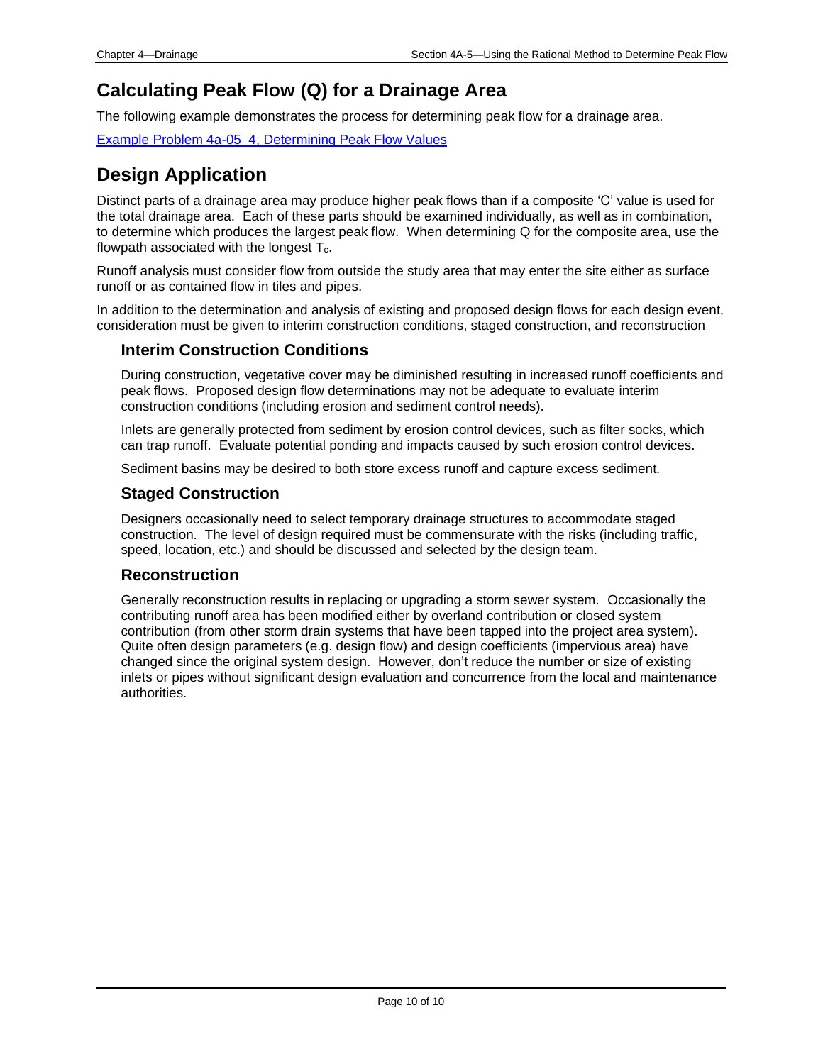## Calculating Peak Flow (Q) for a Drainage Area

The following example demonstrates the process for determining peak flow for a drainage area.

[Example Problem 4a-05_4, Determining Peak Flow Values]

## Design Application

Distinct parts of a drainage area may produce higher peak flows than if a composite 'C' value is used for the total drainage area. Each of these parts should be examined individually, as well as in combination, to determine which produces the largest peak flow. When determining Q for the composite area, use the flowpath associated with the longest $T_c$.

Runoff analysis must consider flow from outside the study area that may enter the site either as surface runoff or as contained flow in tiles and pipes.

In addition to the determination and analysis of existing and proposed design flows for each design event, consideration must be given to interim construction conditions, staged construction, and reconstruction

### Interim Construction Conditions

During construction, vegetative cover may be diminished resulting in increased runoff coefficients and peak flows. Proposed design flow determinations may not be adequate to evaluate interim construction conditions (including erosion and sediment control needs).

Inlets are generally protected from sediment by erosion control devices, such as filter socks, which can trap runoff. Evaluate potential ponding and impacts caused by such erosion control devices.

Sediment basins may be desired to both store excess runoff and capture excess sediment.

### Staged Construction

Designers occasionally need to select temporary drainage structures to accommodate staged construction. The level of design required must be commensurate with the risks (including traffic, speed, location, etc.) and should be discussed and selected by the design team.

### Reconstruction

Generally reconstruction results in replacing or upgrading a storm sewer system. Occasionally the contributing runoff area has been modified either by overland contribution or closed system contribution (from other storm drain systems that have been tapped into the project area system). Quite often design parameters (e.g. design flow) and design coefficients (impervious area) have changed since the original system design. However, don't reduce the number or size of existing inlets or pipes without significant design evaluation and concurrence from the local and maintenance authorities.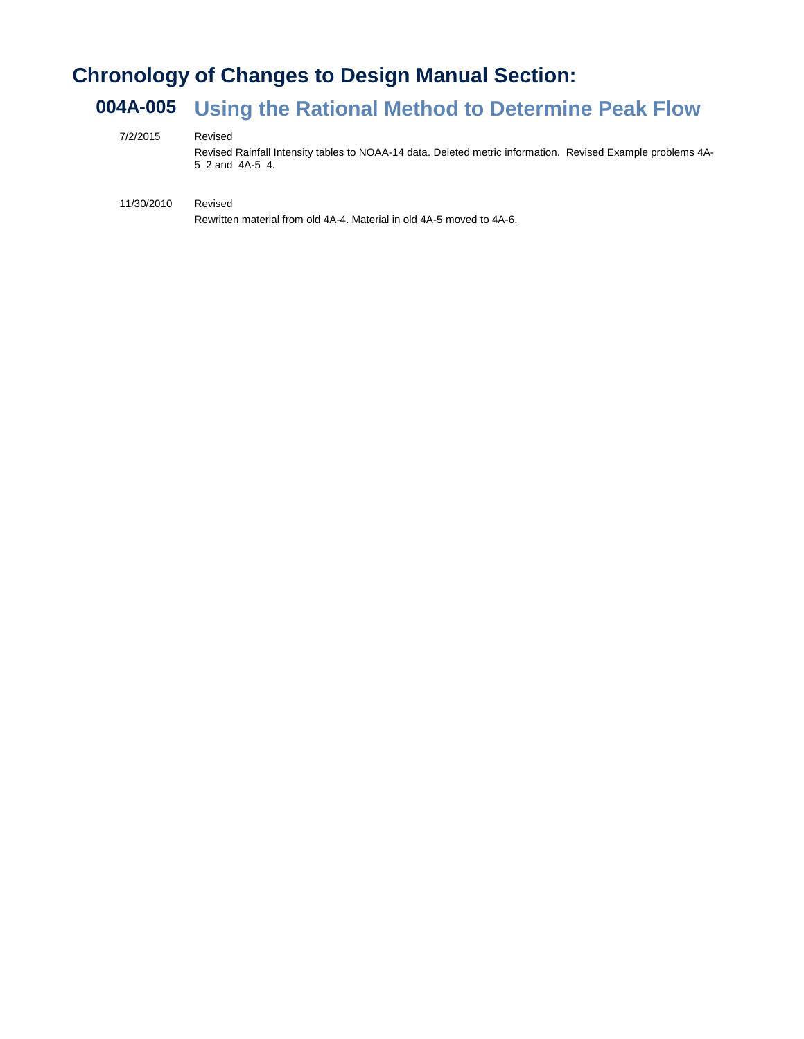# Chronology of Changes to Design Manual Section:

## 004A-005 Using the Rational Method to Determine Peak Flow

7/2/2015 Revised

Revised Rainfall Intensity tables to NOAA-14 data. Deleted metric information. Revised Example problems 4A-5_2 and 4A-5_4.

11/30/2010 Revised

Rewritten material from old 4A-4. Material in old 4A-5 moved to 4A-6.